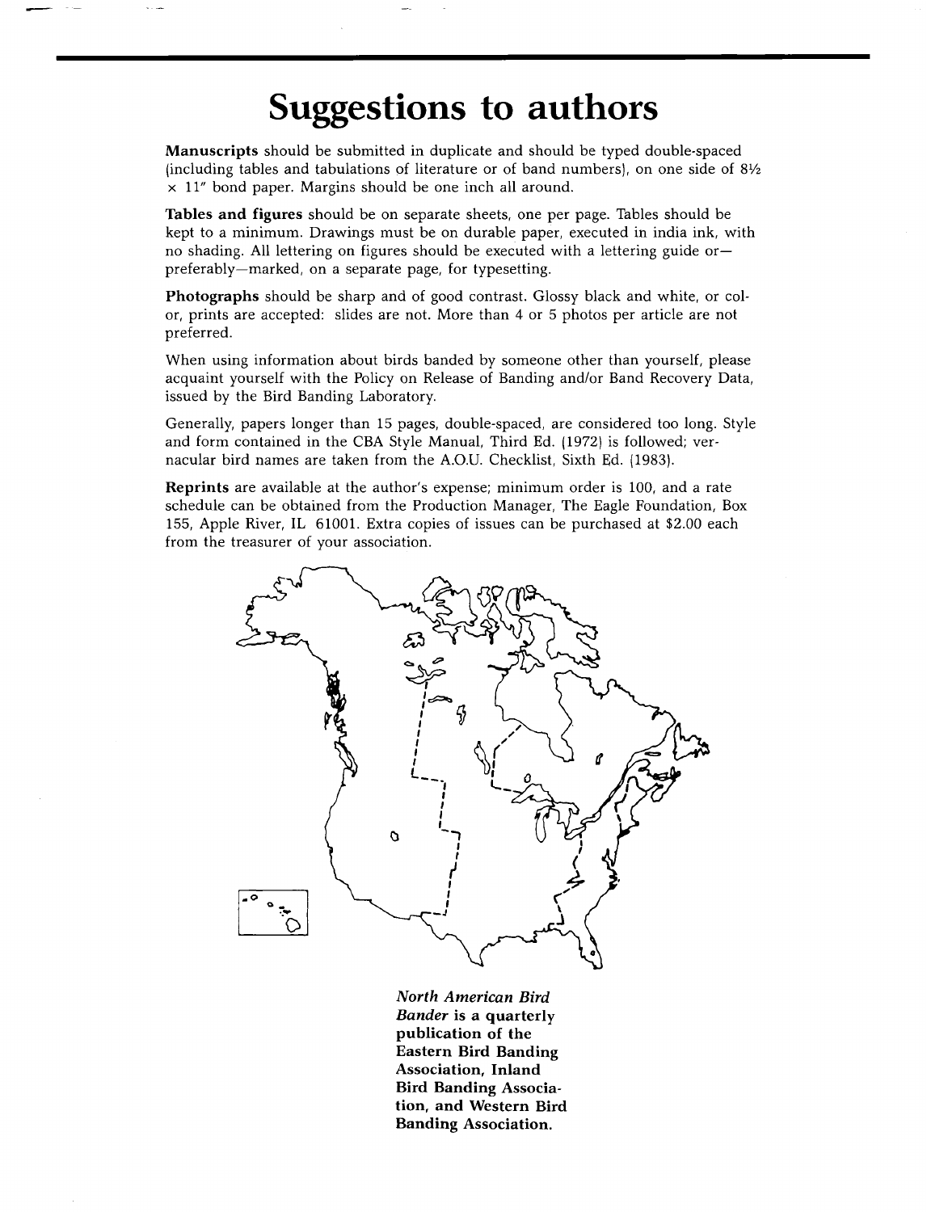# Suggestions to authors

**Manuscripts** should be submitted in duplicate and should be typed double-spaced (including tables and tabulations of literature or of band numbers), on one side of 8½ × 11" bond paper. Margins should be one inch all around.

**Tables and figures** should be on separate sheets, one per page. Tables should be kept to a minimum. Drawings must be on durable paper, executed in india ink, with no shading. All lettering on figures should be executed with a lettering guide or—preferably—marked, on a separate page, for typesetting.

**Photographs** should be sharp and of good contrast. Glossy black and white, or color, prints are accepted: slides are not. More than 4 or 5 photos per article are not preferred.

When using information about birds banded by someone other than yourself, please acquaint yourself with the Policy on Release of Banding and/or Band Recovery Data, issued by the Bird Banding Laboratory.

Generally, papers longer than 15 pages, double-spaced, are considered too long. Style and form contained in the CBA Style Manual, Third Ed. (1972) is followed; vernacular bird names are taken from the A.O.U. Checklist, Sixth Ed. (1983).

**Reprints** are available at the author's expense; minimum order is 100, and a rate schedule can be obtained from the Production Manager, The Eagle Foundation, Box 155, Apple River, IL 61001. Extra copies of issues can be purchased at $2.00 each from the treasurer of your association.

***North American Bird Bander*** **is a quarterly publication of the Eastern Bird Banding Association, Inland Bird Banding Association, and Western Bird Banding Association.**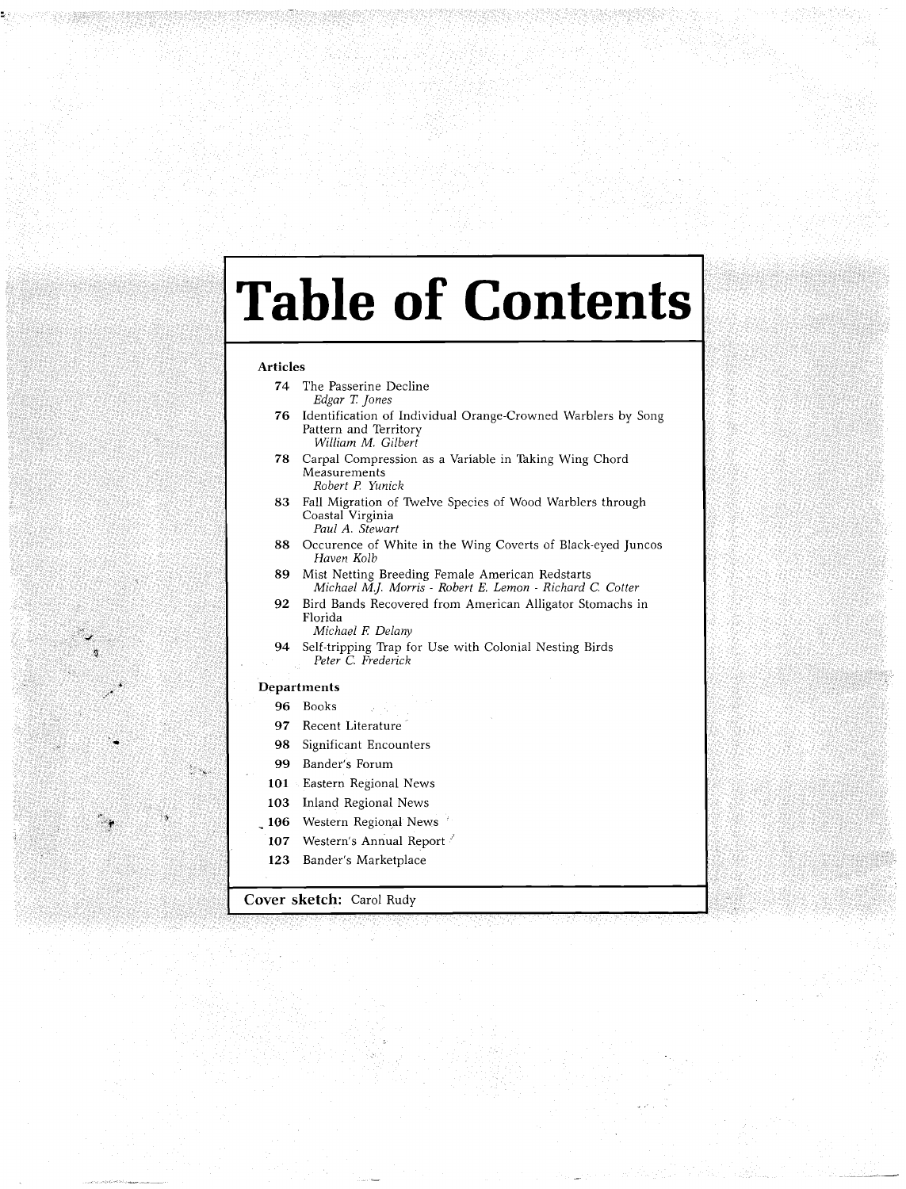# Table of Contents

**Articles**

**74** The Passerine Decline
*Edgar T. Jones*

**76** Identification of Individual Orange-Crowned Warblers by Song Pattern and Territory
*William M. Gilbert*

**78** Carpal Compression as a Variable in Taking Wing Chord Measurements
*Robert P. Yunick*

**83** Fall Migration of Twelve Species of Wood Warblers through Coastal Virginia
*Paul A. Stewart*

**88** Occurence of White in the Wing Coverts of Black-eyed Juncos
*Haven Kolb*

**89** Mist Netting Breeding Female American Redstarts
*Michael M.J. Morris - Robert E. Lemon - Richard C. Cotter*

**92** Bird Bands Recovered from American Alligator Stomachs in Florida
*Michael F. Delany*

**94** Self-tripping Trap for Use with Colonial Nesting Birds
*Peter C. Frederick*

**Departments**

**96** Books

**97** Recent Literature

**98** Significant Encounters

**99** Bander's Forum

**101** Eastern Regional News

**103** Inland Regional News

**106** Western Regional News

**107** Western's Annual Report

**123** Bander's Marketplace

**Cover sketch:** Carol Rudy